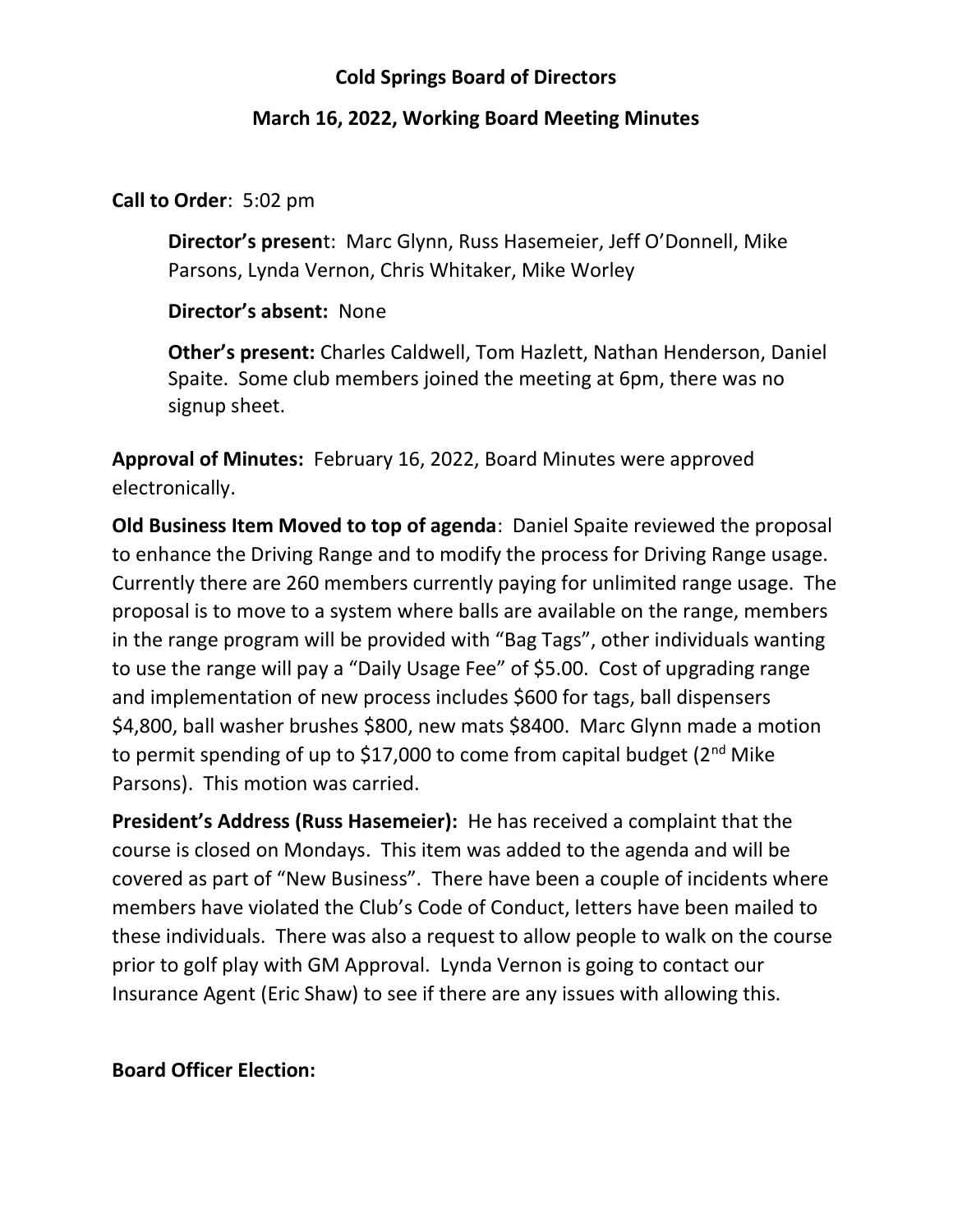# Cold Springs Board of Directors

## March 16, 2022, Working Board Meeting Minutes

**Call to Order**: 5:02 pm

> **Director's present**: Marc Glynn, Russ Hasemeier, Jeff O'Donnell, Mike Parsons, Lynda Vernon, Chris Whitaker, Mike Worley
>
> **Director's absent:** None
>
> **Other's present:** Charles Caldwell, Tom Hazlett, Nathan Henderson, Daniel Spaite. Some club members joined the meeting at 6pm, there was no signup sheet.

**Approval of Minutes:** February 16, 2022, Board Minutes were approved electronically.

**Old Business Item Moved to top of agenda**: Daniel Spaite reviewed the proposal to enhance the Driving Range and to modify the process for Driving Range usage. Currently there are 260 members currently paying for unlimited range usage. The proposal is to move to a system where balls are available on the range, members in the range program will be provided with "Bag Tags", other individuals wanting to use the range will pay a "Daily Usage Fee" of $5.00. Cost of upgrading range and implementation of new process includes $600 for tags, ball dispensers $4,800, ball washer brushes $800, new mats $8400. Marc Glynn made a motion to permit spending of up to $17,000 to come from capital budget (2nd Mike Parsons). This motion was carried.

**President's Address (Russ Hasemeier):** He has received a complaint that the course is closed on Mondays. This item was added to the agenda and will be covered as part of "New Business". There have been a couple of incidents where members have violated the Club's Code of Conduct, letters have been mailed to these individuals. There was also a request to allow people to walk on the course prior to golf play with GM Approval. Lynda Vernon is going to contact our Insurance Agent (Eric Shaw) to see if there are any issues with allowing this.

**Board Officer Election:**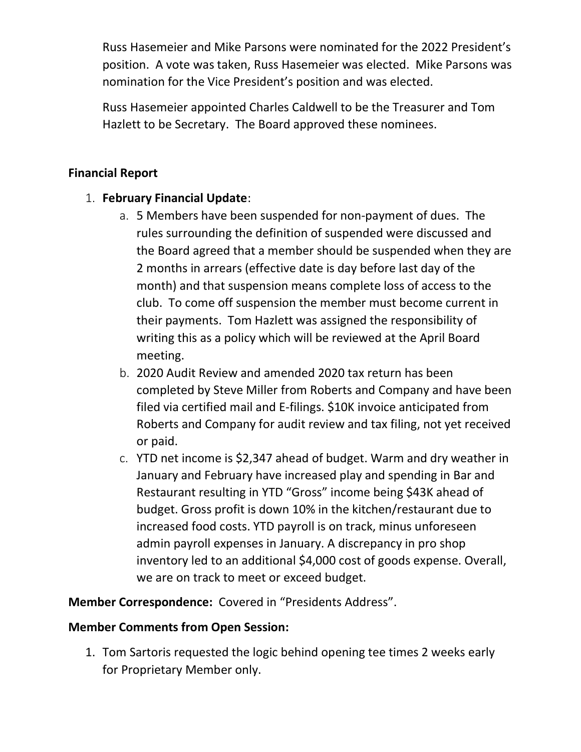Russ Hasemeier and Mike Parsons were nominated for the 2022 President's position. A vote was taken, Russ Hasemeier was elected. Mike Parsons was nomination for the Vice President's position and was elected.

Russ Hasemeier appointed Charles Caldwell to be the Treasurer and Tom Hazlett to be Secretary. The Board approved these nominees.

**Financial Report**

1. **February Financial Update**:
    a. 5 Members have been suspended for non-payment of dues. The rules surrounding the definition of suspended were discussed and the Board agreed that a member should be suspended when they are 2 months in arrears (effective date is day before last day of the month) and that suspension means complete loss of access to the club. To come off suspension the member must become current in their payments. Tom Hazlett was assigned the responsibility of writing this as a policy which will be reviewed at the April Board meeting.
    b. 2020 Audit Review and amended 2020 tax return has been completed by Steve Miller from Roberts and Company and have been filed via certified mail and E-filings. $10K invoice anticipated from Roberts and Company for audit review and tax filing, not yet received or paid.
    c. YTD net income is $2,347 ahead of budget. Warm and dry weather in January and February have increased play and spending in Bar and Restaurant resulting in YTD "Gross" income being $43K ahead of budget. Gross profit is down 10% in the kitchen/restaurant due to increased food costs. YTD payroll is on track, minus unforeseen admin payroll expenses in January. A discrepancy in pro shop inventory led to an additional $4,000 cost of goods expense. Overall, we are on track to meet or exceed budget.

**Member Correspondence:** Covered in "Presidents Address".

**Member Comments from Open Session:**

1. Tom Sartoris requested the logic behind opening tee times 2 weeks early for Proprietary Member only.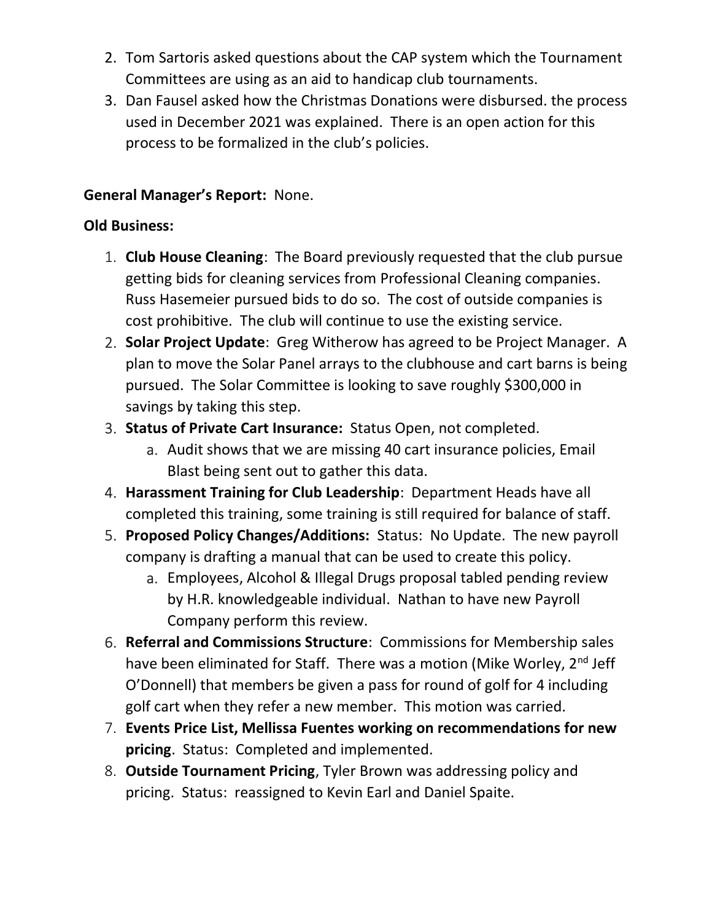2. Tom Sartoris asked questions about the CAP system which the Tournament Committees are using as an aid to handicap club tournaments.
3. Dan Fausel asked how the Christmas Donations were disbursed. the process used in December 2021 was explained. There is an open action for this process to be formalized in the club's policies.

**General Manager's Report:** None.

**Old Business:**

1. **Club House Cleaning**: The Board previously requested that the club pursue getting bids for cleaning services from Professional Cleaning companies. Russ Hasemeier pursued bids to do so. The cost of outside companies is cost prohibitive. The club will continue to use the existing service.
2. **Solar Project Update**: Greg Witherow has agreed to be Project Manager. A plan to move the Solar Panel arrays to the clubhouse and cart barns is being pursued. The Solar Committee is looking to save roughly $300,000 in savings by taking this step.
3. **Status of Private Cart Insurance:** Status Open, not completed.
    a. Audit shows that we are missing 40 cart insurance policies, Email Blast being sent out to gather this data.
4. **Harassment Training for Club Leadership**: Department Heads have all completed this training, some training is still required for balance of staff.
5. **Proposed Policy Changes/Additions:** Status: No Update. The new payroll company is drafting a manual that can be used to create this policy.
    a. Employees, Alcohol & Illegal Drugs proposal tabled pending review by H.R. knowledgeable individual. Nathan to have new Payroll Company perform this review.
6. **Referral and Commissions Structure**: Commissions for Membership sales have been eliminated for Staff. There was a motion (Mike Worley, 2nd Jeff O'Donnell) that members be given a pass for round of golf for 4 including golf cart when they refer a new member. This motion was carried.
7. **Events Price List, Mellissa Fuentes working on recommendations for new pricing**. Status: Completed and implemented.
8. **Outside Tournament Pricing**, Tyler Brown was addressing policy and pricing. Status: reassigned to Kevin Earl and Daniel Spaite.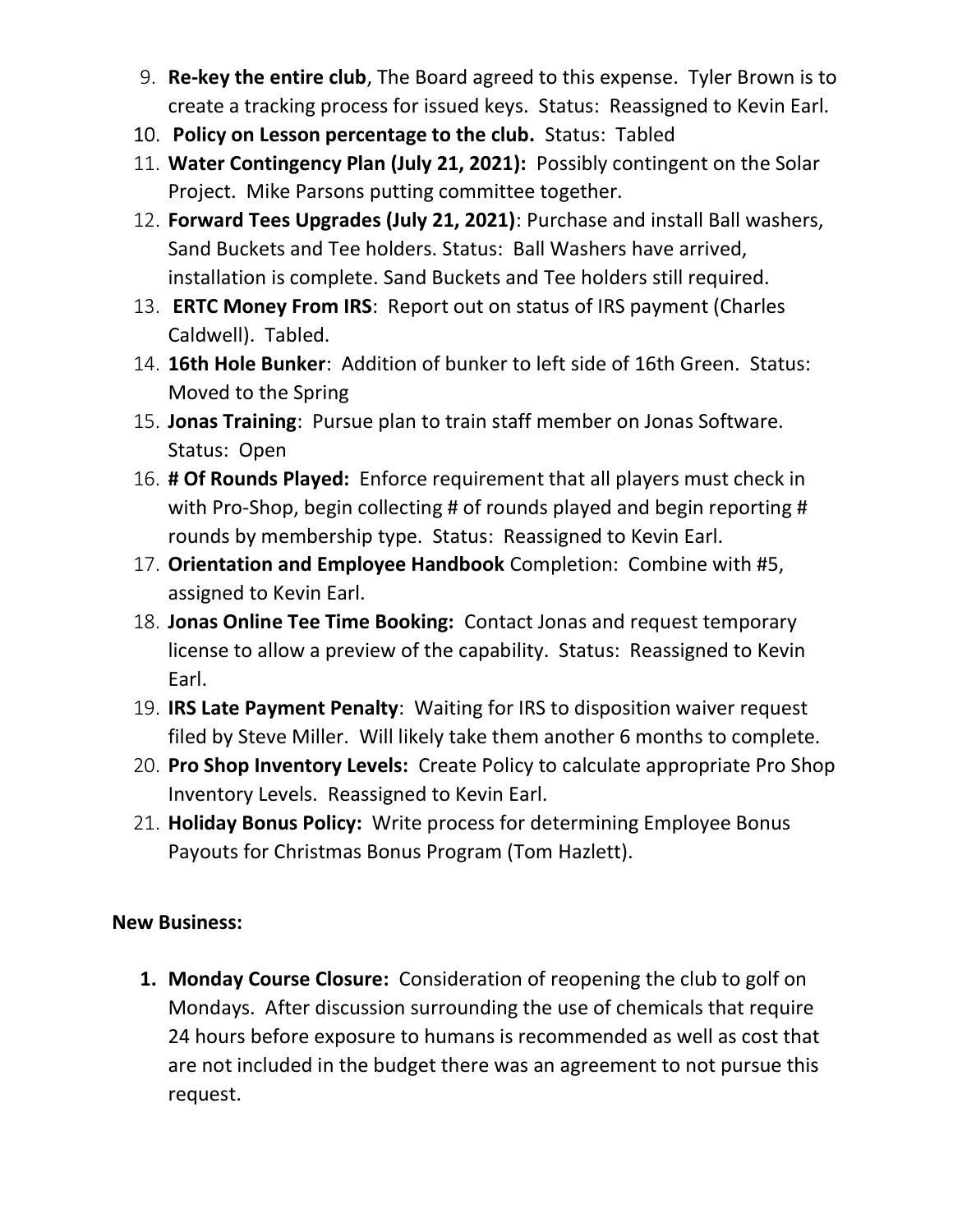9. **Re-key the entire club**, The Board agreed to this expense. Tyler Brown is to create a tracking process for issued keys. Status: Reassigned to Kevin Earl.
10. **Policy on Lesson percentage to the club.** Status: Tabled
11. **Water Contingency Plan (July 21, 2021):** Possibly contingent on the Solar Project. Mike Parsons putting committee together.
12. **Forward Tees Upgrades (July 21, 2021)**: Purchase and install Ball washers, Sand Buckets and Tee holders. Status: Ball Washers have arrived, installation is complete. Sand Buckets and Tee holders still required.
13. **ERTC Money From IRS**: Report out on status of IRS payment (Charles Caldwell). Tabled.
14. **16th Hole Bunker**: Addition of bunker to left side of 16th Green. Status: Moved to the Spring
15. **Jonas Training**: Pursue plan to train staff member on Jonas Software. Status: Open
16. **# Of Rounds Played:** Enforce requirement that all players must check in with Pro-Shop, begin collecting # of rounds played and begin reporting # rounds by membership type. Status: Reassigned to Kevin Earl.
17. **Orientation and Employee Handbook** Completion: Combine with #5, assigned to Kevin Earl.
18. **Jonas Online Tee Time Booking:** Contact Jonas and request temporary license to allow a preview of the capability. Status: Reassigned to Kevin Earl.
19. **IRS Late Payment Penalty**: Waiting for IRS to disposition waiver request filed by Steve Miller. Will likely take them another 6 months to complete.
20. **Pro Shop Inventory Levels:** Create Policy to calculate appropriate Pro Shop Inventory Levels. Reassigned to Kevin Earl.
21. **Holiday Bonus Policy:** Write process for determining Employee Bonus Payouts for Christmas Bonus Program (Tom Hazlett).

**New Business:**

1. **Monday Course Closure:** Consideration of reopening the club to golf on Mondays. After discussion surrounding the use of chemicals that require 24 hours before exposure to humans is recommended as well as cost that are not included in the budget there was an agreement to not pursue this request.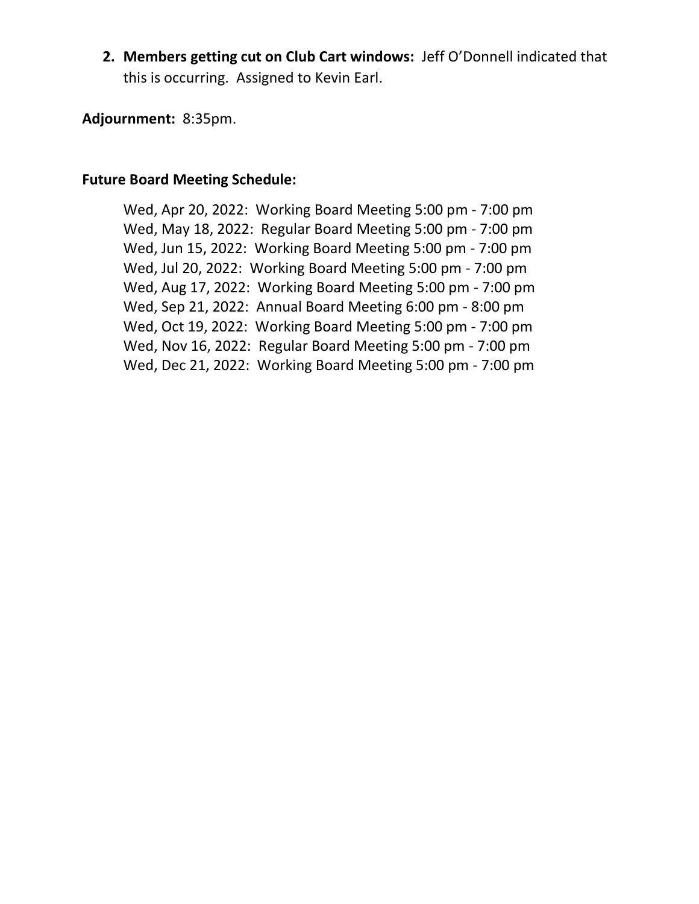2. **Members getting cut on Club Cart windows:** Jeff O'Donnell indicated that this is occurring. Assigned to Kevin Earl.

**Adjournment:** 8:35pm.

**Future Board Meeting Schedule:**

Wed, Apr 20, 2022: Working Board Meeting 5:00 pm - 7:00 pm
Wed, May 18, 2022: Regular Board Meeting 5:00 pm - 7:00 pm
Wed, Jun 15, 2022: Working Board Meeting 5:00 pm - 7:00 pm
Wed, Jul 20, 2022: Working Board Meeting 5:00 pm - 7:00 pm
Wed, Aug 17, 2022: Working Board Meeting 5:00 pm - 7:00 pm
Wed, Sep 21, 2022: Annual Board Meeting 6:00 pm - 8:00 pm
Wed, Oct 19, 2022: Working Board Meeting 5:00 pm - 7:00 pm
Wed, Nov 16, 2022: Regular Board Meeting 5:00 pm - 7:00 pm
Wed, Dec 21, 2022: Working Board Meeting 5:00 pm - 7:00 pm